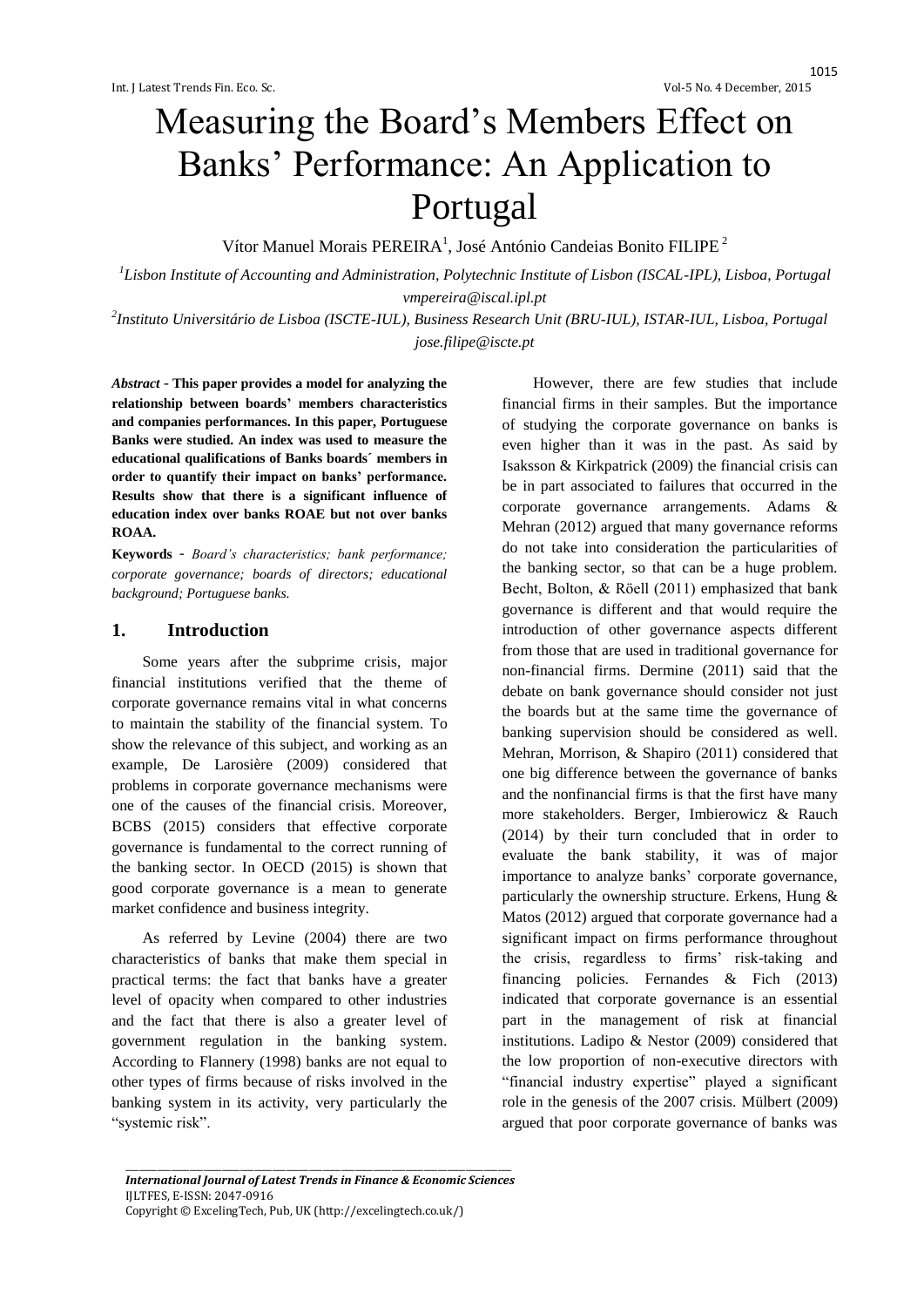# Measuring the Board's Members Effect on Banks' Performance: An Application to Portugal

Vítor Manuel Morais PEREIRA[1], José António Candeias Bonito FILIPE[2]

[1]*Lisbon Institute of Accounting and Administration, Polytechnic Institute of Lisbon (ISCAL-IPL), Lisboa, Portugal*
*vmpereira@iscal.ipl.pt*

[2]*Instituto Universitário de Lisboa (ISCTE-IUL), Business Research Unit (BRU-IUL), ISTAR-IUL, Lisboa, Portugal*
*jose.filipe@iscte.pt*

***Abstract* - This paper provides a model for analyzing the relationship between boards' members characteristics and companies performances. In this paper, Portuguese Banks were studied. An index was used to measure the educational qualifications of Banks boards´ members in order to quantify their impact on banks' performance. Results show that there is a significant influence of education index over banks ROAE but not over banks ROAA.**

**Keywords** - *Board's characteristics; bank performance; corporate governance; boards of directors; educational background; Portuguese banks.*

## 1. Introduction

Some years after the subprime crisis, major financial institutions verified that the theme of corporate governance remains vital in what concerns to maintain the stability of the financial system. To show the relevance of this subject, and working as an example, De Larosière (2009) considered that problems in corporate governance mechanisms were one of the causes of the financial crisis. Moreover, BCBS (2015) considers that effective corporate governance is fundamental to the correct running of the banking sector. In OECD (2015) is shown that good corporate governance is a mean to generate market confidence and business integrity.

As referred by Levine (2004) there are two characteristics of banks that make them special in practical terms: the fact that banks have a greater level of opacity when compared to other industries and the fact that there is also a greater level of government regulation in the banking system. According to Flannery (1998) banks are not equal to other types of firms because of risks involved in the banking system in its activity, very particularly the "systemic risk".

However, there are few studies that include financial firms in their samples. But the importance of studying the corporate governance on banks is even higher than it was in the past. As said by Isaksson & Kirkpatrick (2009) the financial crisis can be in part associated to failures that occurred in the corporate governance arrangements. Adams & Mehran (2012) argued that many governance reforms do not take into consideration the particularities of the banking sector, so that can be a huge problem. Becht, Bolton, & Röell (2011) emphasized that bank governance is different and that would require the introduction of other governance aspects different from those that are used in traditional governance for non-financial firms. Dermine (2011) said that the debate on bank governance should consider not just the boards but at the same time the governance of banking supervision should be considered as well. Mehran, Morrison, & Shapiro (2011) considered that one big difference between the governance of banks and the nonfinancial firms is that the first have many more stakeholders. Berger, Imbierowicz & Rauch (2014) by their turn concluded that in order to evaluate the bank stability, it was of major importance to analyze banks' corporate governance, particularly the ownership structure. Erkens, Hung & Matos (2012) argued that corporate governance had a significant impact on firms performance throughout the crisis, regardless to firms' risk-taking and financing policies. Fernandes & Fich (2013) indicated that corporate governance is an essential part in the management of risk at financial institutions. Ladipo & Nestor (2009) considered that the low proportion of non-executive directors with "financial industry expertise" played a significant role in the genesis of the 2007 crisis. Mülbert (2009) argued that poor corporate governance of banks was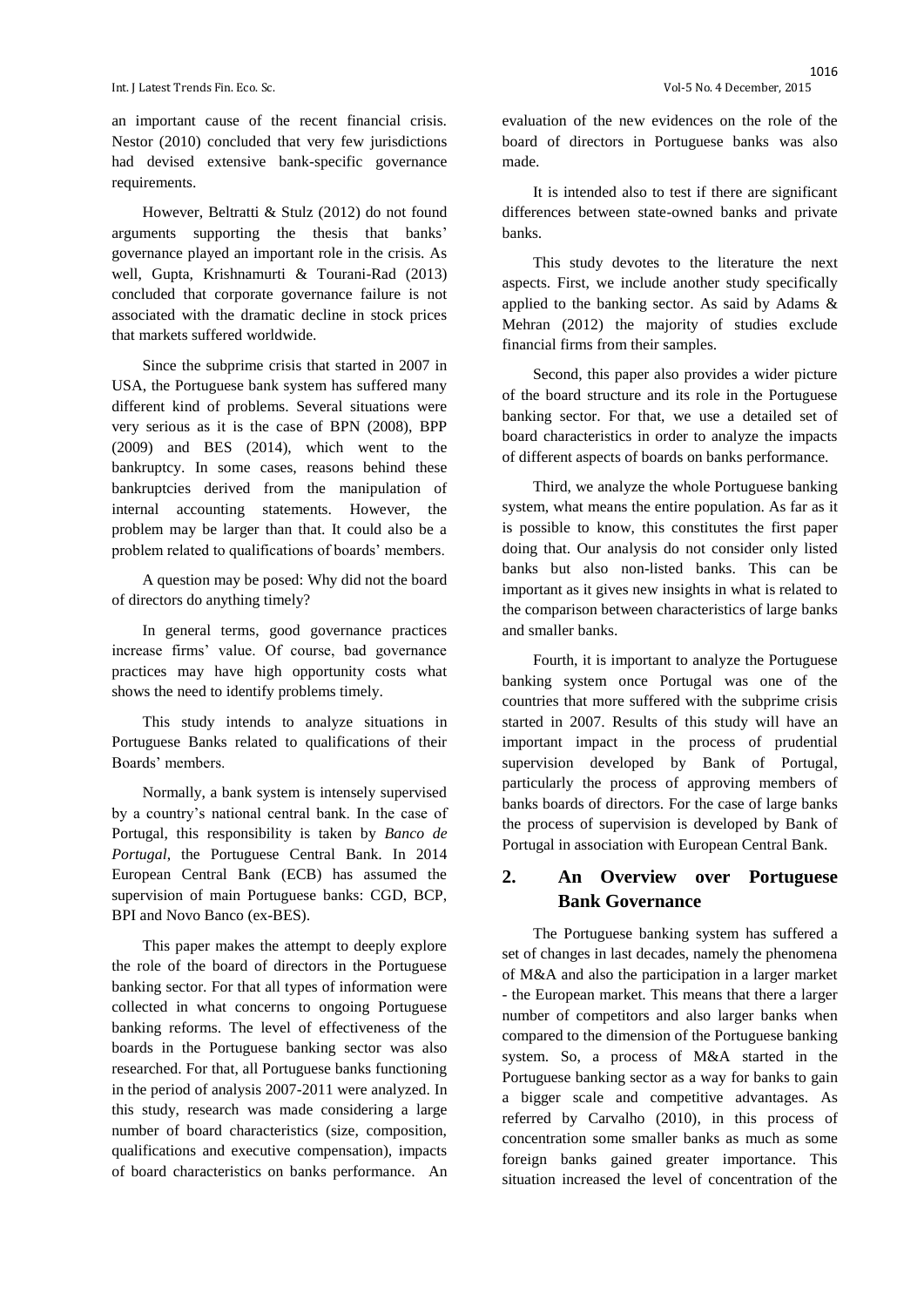an important cause of the recent financial crisis. Nestor (2010) concluded that very few jurisdictions had devised extensive bank-specific governance requirements.

However, Beltratti & Stulz (2012) do not found arguments supporting the thesis that banks' governance played an important role in the crisis. As well, Gupta, Krishnamurti & Tourani-Rad (2013) concluded that corporate governance failure is not associated with the dramatic decline in stock prices that markets suffered worldwide.

Since the subprime crisis that started in 2007 in USA, the Portuguese bank system has suffered many different kind of problems. Several situations were very serious as it is the case of BPN (2008), BPP (2009) and BES (2014), which went to the bankruptcy. In some cases, reasons behind these bankruptcies derived from the manipulation of internal accounting statements. However, the problem may be larger than that. It could also be a problem related to qualifications of boards' members.

A question may be posed: Why did not the board of directors do anything timely?

In general terms, good governance practices increase firms' value. Of course, bad governance practices may have high opportunity costs what shows the need to identify problems timely.

This study intends to analyze situations in Portuguese Banks related to qualifications of their Boards' members.

Normally, a bank system is intensely supervised by a country's national central bank. In the case of Portugal, this responsibility is taken by *Banco de Portugal*, the Portuguese Central Bank. In 2014 European Central Bank (ECB) has assumed the supervision of main Portuguese banks: CGD, BCP, BPI and Novo Banco (ex-BES).

This paper makes the attempt to deeply explore the role of the board of directors in the Portuguese banking sector. For that all types of information were collected in what concerns to ongoing Portuguese banking reforms. The level of effectiveness of the boards in the Portuguese banking sector was also researched. For that, all Portuguese banks functioning in the period of analysis 2007-2011 were analyzed. In this study, research was made considering a large number of board characteristics (size, composition, qualifications and executive compensation), impacts of board characteristics on banks performance. An evaluation of the new evidences on the role of the board of directors in Portuguese banks was also made.

It is intended also to test if there are significant differences between state-owned banks and private banks.

This study devotes to the literature the next aspects. First, we include another study specifically applied to the banking sector. As said by Adams & Mehran (2012) the majority of studies exclude financial firms from their samples.

Second, this paper also provides a wider picture of the board structure and its role in the Portuguese banking sector. For that, we use a detailed set of board characteristics in order to analyze the impacts of different aspects of boards on banks performance.

Third, we analyze the whole Portuguese banking system, what means the entire population. As far as it is possible to know, this constitutes the first paper doing that. Our analysis do not consider only listed banks but also non-listed banks. This can be important as it gives new insights in what is related to the comparison between characteristics of large banks and smaller banks.

Fourth, it is important to analyze the Portuguese banking system once Portugal was one of the countries that more suffered with the subprime crisis started in 2007. Results of this study will have an important impact in the process of prudential supervision developed by Bank of Portugal, particularly the process of approving members of banks boards of directors. For the case of large banks the process of supervision is developed by Bank of Portugal in association with European Central Bank.

## 2. An Overview over Portuguese Bank Governance

The Portuguese banking system has suffered a set of changes in last decades, namely the phenomena of M&A and also the participation in a larger market - the European market. This means that there a larger number of competitors and also larger banks when compared to the dimension of the Portuguese banking system. So, a process of M&A started in the Portuguese banking sector as a way for banks to gain a bigger scale and competitive advantages. As referred by Carvalho (2010), in this process of concentration some smaller banks as much as some foreign banks gained greater importance. This situation increased the level of concentration of the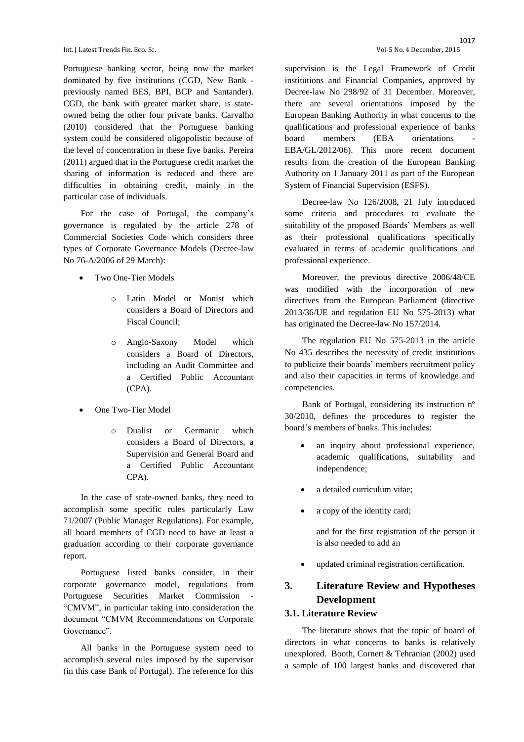Portuguese banking sector, being now the market dominated by five institutions (CGD, New Bank - previously named BES, BPI, BCP and Santander). CGD, the bank with greater market share, is state-owned being the other four private banks. Carvalho (2010) considered that the Portuguese banking system could be considered oligopolistic because of the level of concentration in these five banks. Pereira (2011) argued that in the Portuguese credit market the sharing of information is reduced and there are difficulties in obtaining credit, mainly in the particular case of individuals.

For the case of Portugal, the company's governance is regulated by the article 278 of Commercial Societies Code which considers three types of Corporate Governance Models (Decree-law No 76-A/2006 of 29 March):

- Two One-Tier Models
  - Latin Model or Monist which considers a Board of Directors and Fiscal Council;
  - Anglo-Saxony Model which considers a Board of Directors, including an Audit Committee and a Certified Public Accountant (CPA).
- One Two-Tier Model
  - Dualist or Germanic which considers a Board of Directors, a Supervision and General Board and a Certified Public Accountant CPA).

In the case of state-owned banks, they need to accomplish some specific rules particularly Law 71/2007 (Public Manager Regulations). For example, all board members of CGD need to have at least a graduation according to their corporate governance report.

Portuguese listed banks consider, in their corporate governance model, regulations from Portuguese Securities Market Commission - "CMVM", in particular taking into consideration the document "CMVM Recommendations on Corporate Governance".

All banks in the Portuguese system need to accomplish several rules imposed by the supervisor (in this case Bank of Portugal). The reference for this supervision is the Legal Framework of Credit institutions and Financial Companies, approved by Decree-law No 298/92 of 31 December. Moreover, there are several orientations imposed by the European Banking Authority in what concerns to the qualifications and professional experience of banks board members (EBA orientations - EBA/GL/2012/06). This more recent document results from the creation of the European Banking Authority on 1 January 2011 as part of the European System of Financial Supervision (ESFS).

Decree-law No 126/2008, 21 July introduced some criteria and procedures to evaluate the suitability of the proposed Boards' Members as well as their professional qualifications specifically evaluated in terms of academic qualifications and professional experience.

Moreover, the previous directive 2006/48/CE was modified with the incorporation of new directives from the European Parliament (directive 2013/36/UE and regulation EU No 575-2013) what has originated the Decree-law No 157/2014.

The regulation EU No 575-2013 in the article No 435 describes the necessity of credit institutions to publicize their boards' members recruitment policy and also their capacities in terms of knowledge and competencies.

Bank of Portugal, considering its instruction nº 30/2010, defines the procedures to register the board's members of banks. This includes:

- an inquiry about professional experience, academic qualifications, suitability and independence;
- a detailed curriculum vitae;
- a copy of the identity card;

  and for the first registration of the person it is also needed to add an

- updated criminal registration certification.

## 3. Literature Review and Hypotheses Development

### 3.1. Literature Review

The literature shows that the topic of board of directors in what concerns to banks is relatively unexplored. Booth, Cornett & Tehranian (2002) used a sample of 100 largest banks and discovered that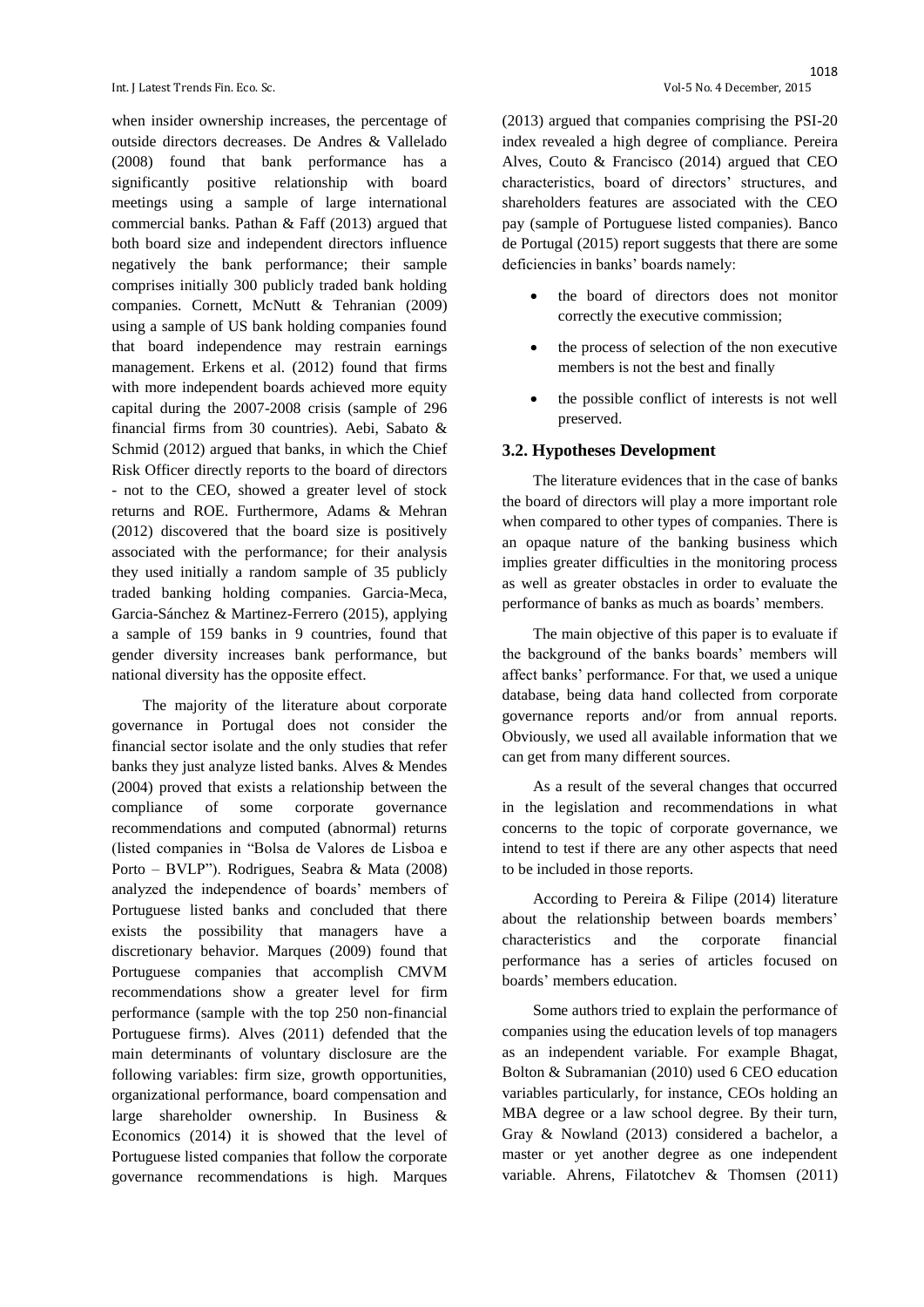when insider ownership increases, the percentage of outside directors decreases. De Andres & Vallelado (2008) found that bank performance has a significantly positive relationship with board meetings using a sample of large international commercial banks. Pathan & Faff (2013) argued that both board size and independent directors influence negatively the bank performance; their sample comprises initially 300 publicly traded bank holding companies. Cornett, McNutt & Tehranian (2009) using a sample of US bank holding companies found that board independence may restrain earnings management. Erkens et al. (2012) found that firms with more independent boards achieved more equity capital during the 2007-2008 crisis (sample of 296 financial firms from 30 countries). Aebi, Sabato & Schmid (2012) argued that banks, in which the Chief Risk Officer directly reports to the board of directors - not to the CEO, showed a greater level of stock returns and ROE. Furthermore, Adams & Mehran (2012) discovered that the board size is positively associated with the performance; for their analysis they used initially a random sample of 35 publicly traded banking holding companies. Garcia-Meca, Garcia-Sánchez & Martinez-Ferrero (2015), applying a sample of 159 banks in 9 countries, found that gender diversity increases bank performance, but national diversity has the opposite effect.

The majority of the literature about corporate governance in Portugal does not consider the financial sector isolate and the only studies that refer banks they just analyze listed banks. Alves & Mendes (2004) proved that exists a relationship between the compliance of some corporate governance recommendations and computed (abnormal) returns (listed companies in "Bolsa de Valores de Lisboa e Porto – BVLP"). Rodrigues, Seabra & Mata (2008) analyzed the independence of boards' members of Portuguese listed banks and concluded that there exists the possibility that managers have a discretionary behavior. Marques (2009) found that Portuguese companies that accomplish CMVM recommendations show a greater level for firm performance (sample with the top 250 non-financial Portuguese firms). Alves (2011) defended that the main determinants of voluntary disclosure are the following variables: firm size, growth opportunities, organizational performance, board compensation and large shareholder ownership. In Business & Economics (2014) it is showed that the level of Portuguese listed companies that follow the corporate governance recommendations is high. Marques (2013) argued that companies comprising the PSI-20 index revealed a high degree of compliance. Pereira Alves, Couto & Francisco (2014) argued that CEO characteristics, board of directors' structures, and shareholders features are associated with the CEO pay (sample of Portuguese listed companies). Banco de Portugal (2015) report suggests that there are some deficiencies in banks' boards namely:

- the board of directors does not monitor correctly the executive commission;
- the process of selection of the non executive members is not the best and finally
- the possible conflict of interests is not well preserved.

### 3.2. Hypotheses Development

The literature evidences that in the case of banks the board of directors will play a more important role when compared to other types of companies. There is an opaque nature of the banking business which implies greater difficulties in the monitoring process as well as greater obstacles in order to evaluate the performance of banks as much as boards' members.

The main objective of this paper is to evaluate if the background of the banks boards' members will affect banks' performance. For that, we used a unique database, being data hand collected from corporate governance reports and/or from annual reports. Obviously, we used all available information that we can get from many different sources.

As a result of the several changes that occurred in the legislation and recommendations in what concerns to the topic of corporate governance, we intend to test if there are any other aspects that need to be included in those reports.

According to Pereira & Filipe (2014) literature about the relationship between boards members' characteristics and the corporate financial performance has a series of articles focused on boards' members education.

Some authors tried to explain the performance of companies using the education levels of top managers as an independent variable. For example Bhagat, Bolton & Subramanian (2010) used 6 CEO education variables particularly, for instance, CEOs holding an MBA degree or a law school degree. By their turn, Gray & Nowland (2013) considered a bachelor, a master or yet another degree as one independent variable. Ahrens, Filatotchev & Thomsen (2011)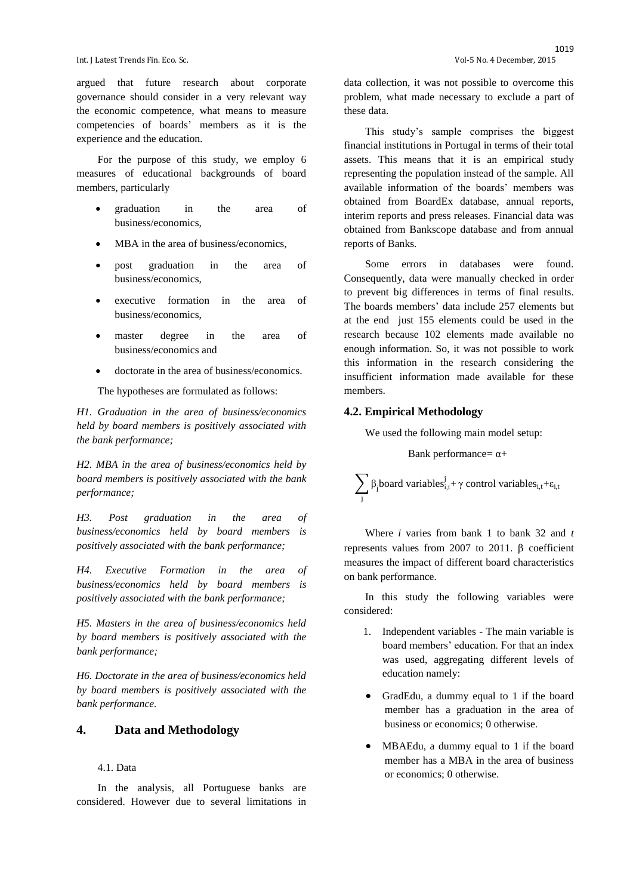argued that future research about corporate governance should consider in a very relevant way the economic competence, what means to measure competencies of boards' members as it is the experience and the education.

For the purpose of this study, we employ 6 measures of educational backgrounds of board members, particularly

- graduation in the area of business/economics,
- MBA in the area of business/economics,
- post graduation in the area of business/economics,
- executive formation in the area of business/economics,
- master degree in the area of business/economics and
- doctorate in the area of business/economics.

The hypotheses are formulated as follows:

*H1. Graduation in the area of business/economics held by board members is positively associated with the bank performance;*

*H2. MBA in the area of business/economics held by board members is positively associated with the bank performance;*

*H3. Post graduation in the area of business/economics held by board members is positively associated with the bank performance;*

*H4. Executive Formation in the area of business/economics held by board members is positively associated with the bank performance;*

*H5. Masters in the area of business/economics held by board members is positively associated with the bank performance;*

*H6. Doctorate in the area of business/economics held by board members is positively associated with the bank performance.*

## 4. Data and Methodology

### 4.1. Data

In the analysis, all Portuguese banks are considered. However due to several limitations in data collection, it was not possible to overcome this problem, what made necessary to exclude a part of these data.

This study's sample comprises the biggest financial institutions in Portugal in terms of their total assets. This means that it is an empirical study representing the population instead of the sample. All available information of the boards' members was obtained from BoardEx database, annual reports, interim reports and press releases. Financial data was obtained from Bankscope database and from annual reports of Banks.

Some errors in databases were found. Consequently, data were manually checked in order to prevent big differences in terms of final results. The boards members' data include 257 elements but at the end just 155 elements could be used in the research because 102 elements made available no enough information. So, it was not possible to work this information in the research considering the insufficient information made available for these members.

### 4.2. Empirical Methodology

We used the following main model setup:

$$\text{Bank performance} = \alpha + \sum_j \beta_j \text{board variables}^j_{i,t} + \gamma \text{ control variables}_{i,t} + \varepsilon_{i,t}$$

Where $i$ varies from bank 1 to bank 32 and $t$ represents values from 2007 to 2011. β coefficient measures the impact of different board characteristics on bank performance.

In this study the following variables were considered:

1. Independent variables - The main variable is board members' education. For that an index was used, aggregating different levels of education namely:

- GradEdu, a dummy equal to 1 if the board member has a graduation in the area of business or economics; 0 otherwise.
- MBAEdu, a dummy equal to 1 if the board member has a MBA in the area of business or economics; 0 otherwise.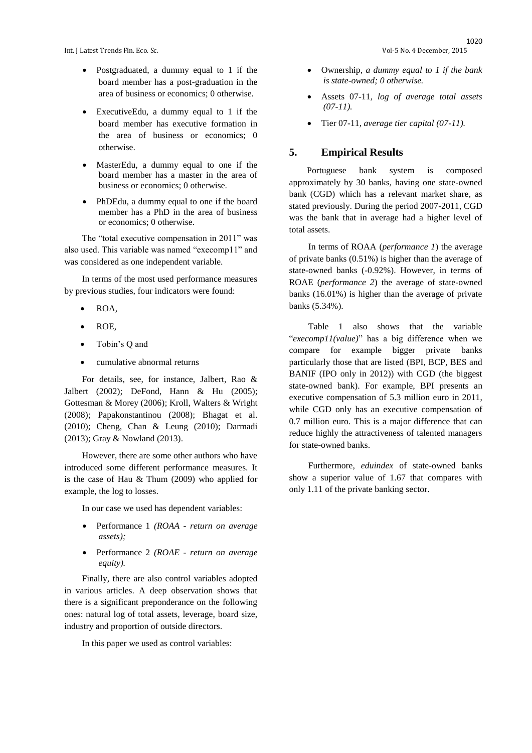- Postgraduated, a dummy equal to 1 if the board member has a post-graduation in the area of business or economics; 0 otherwise.
- ExecutiveEdu, a dummy equal to 1 if the board member has executive formation in the area of business or economics; 0 otherwise.
- MasterEdu, a dummy equal to one if the board member has a master in the area of business or economics; 0 otherwise.
- PhDEdu, a dummy equal to one if the board member has a PhD in the area of business or economics; 0 otherwise.

The "total executive compensation in 2011" was also used. This variable was named "execomp11" and was considered as one independent variable.

In terms of the most used performance measures by previous studies, four indicators were found:

- ROA,
- ROE,
- Tobin's Q and
- cumulative abnormal returns

For details, see, for instance, Jalbert, Rao & Jalbert (2002); DeFond, Hann & Hu (2005); Gottesman & Morey (2006); Kroll, Walters & Wright (2008); Papakonstantinou (2008); Bhagat et al. (2010); Cheng, Chan & Leung (2010); Darmadi (2013); Gray & Nowland (2013).

However, there are some other authors who have introduced some different performance measures. It is the case of Hau & Thum (2009) who applied for example, the log to losses.

In our case we used has dependent variables:

- Performance 1 *(ROAA - return on average assets);*
- Performance 2 *(ROAE - return on average equity).*

Finally, there are also control variables adopted in various articles. A deep observation shows that there is a significant preponderance on the following ones: natural log of total assets, leverage, board size, industry and proportion of outside directors.

In this paper we used as control variables:

- Ownership, *a dummy equal to 1 if the bank is state-owned; 0 otherwise.*
- Assets 07-11, *log of average total assets (07-11).*
- Tier 07-11, *average tier capital (07-11).*

## 5. Empirical Results

Portuguese bank system is composed approximately by 30 banks, having one state-owned bank (CGD) which has a relevant market share, as stated previously. During the period 2007-2011, CGD was the bank that in average had a higher level of total assets.

In terms of ROAA (*performance 1*) the average of private banks (0.51%) is higher than the average of state-owned banks (-0.92%). However, in terms of ROAE (*performance 2*) the average of state-owned banks (16.01%) is higher than the average of private banks (5.34%).

Table 1 also shows that the variable "*execomp11(value)*" has a big difference when we compare for example bigger private banks particularly those that are listed (BPI, BCP, BES and BANIF (IPO only in 2012)) with CGD (the biggest state-owned bank). For example, BPI presents an executive compensation of 5.3 million euro in 2011, while CGD only has an executive compensation of 0.7 million euro. This is a major difference that can reduce highly the attractiveness of talented managers for state-owned banks.

Furthermore, *eduindex* of state-owned banks show a superior value of 1.67 that compares with only 1.11 of the private banking sector.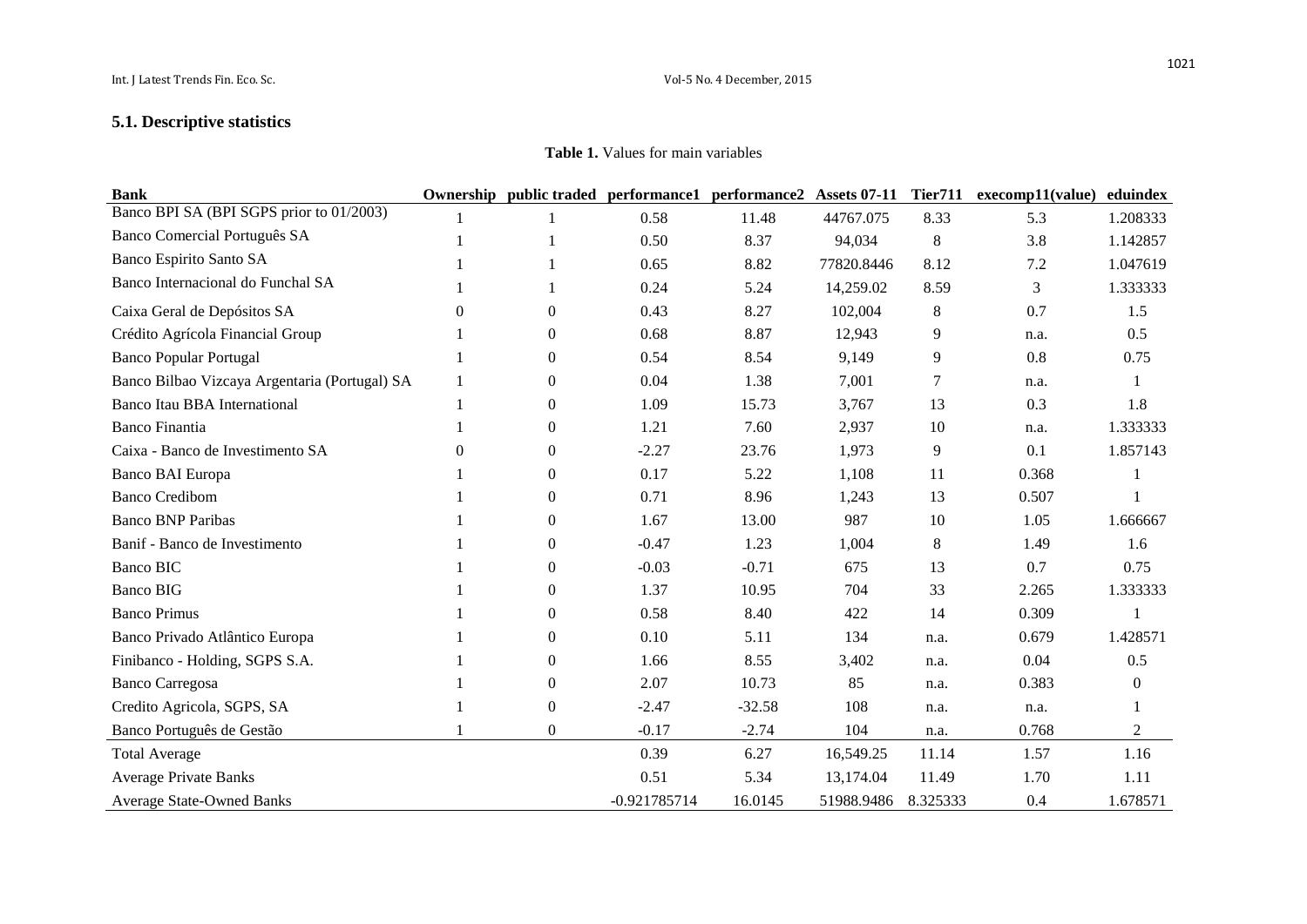### 5.1. Descriptive statistics

**Table 1.** Values for main variables

| Bank | Ownership | public traded | performance1 | performance2 | Assets 07-11 | Tier711 | execomp11(value) | eduindex |
|---|---|---|---|---|---|---|---|---|
| Banco BPI SA (BPI SGPS prior to 01/2003) | 1 | 1 | 0.58 | 11.48 | 44767.075 | 8.33 | 5.3 | 1.208333 |
| Banco Comercial Português SA | 1 | 1 | 0.50 | 8.37 | 94,034 | 8 | 3.8 | 1.142857 |
| Banco Espirito Santo SA | 1 | 1 | 0.65 | 8.82 | 77820.8446 | 8.12 | 7.2 | 1.047619 |
| Banco Internacional do Funchal SA | 1 | 1 | 0.24 | 5.24 | 14,259.02 | 8.59 | 3 | 1.333333 |
| Caixa Geral de Depósitos SA | 0 | 0 | 0.43 | 8.27 | 102,004 | 8 | 0.7 | 1.5 |
| Crédito Agrícola Financial Group | 1 | 0 | 0.68 | 8.87 | 12,943 | 9 | n.a. | 0.5 |
| Banco Popular Portugal | 1 | 0 | 0.54 | 8.54 | 9,149 | 9 | 0.8 | 0.75 |
| Banco Bilbao Vizcaya Argentaria (Portugal) SA | 1 | 0 | 0.04 | 1.38 | 7,001 | 7 | n.a. | 1 |
| Banco Itau BBA International | 1 | 0 | 1.09 | 15.73 | 3,767 | 13 | 0.3 | 1.8 |
| Banco Finantia | 1 | 0 | 1.21 | 7.60 | 2,937 | 10 | n.a. | 1.333333 |
| Caixa - Banco de Investimento SA | 0 | 0 | -2.27 | 23.76 | 1,973 | 9 | 0.1 | 1.857143 |
| Banco BAI Europa | 1 | 0 | 0.17 | 5.22 | 1,108 | 11 | 0.368 | 1 |
| Banco Credibom | 1 | 0 | 0.71 | 8.96 | 1,243 | 13 | 0.507 | 1 |
| Banco BNP Paribas | 1 | 0 | 1.67 | 13.00 | 987 | 10 | 1.05 | 1.666667 |
| Banif - Banco de Investimento | 1 | 0 | -0.47 | 1.23 | 1,004 | 8 | 1.49 | 1.6 |
| Banco BIC | 1 | 0 | -0.03 | -0.71 | 675 | 13 | 0.7 | 0.75 |
| Banco BIG | 1 | 0 | 1.37 | 10.95 | 704 | 33 | 2.265 | 1.333333 |
| Banco Primus | 1 | 0 | 0.58 | 8.40 | 422 | 14 | 0.309 | 1 |
| Banco Privado Atlântico Europa | 1 | 0 | 0.10 | 5.11 | 134 | n.a. | 0.679 | 1.428571 |
| Finibanco - Holding, SGPS S.A. | 1 | 0 | 1.66 | 8.55 | 3,402 | n.a. | 0.04 | 0.5 |
| Banco Carregosa | 1 | 0 | 2.07 | 10.73 | 85 | n.a. | 0.383 | 0 |
| Credito Agricola, SGPS, SA | 1 | 0 | -2.47 | -32.58 | 108 | n.a. | n.a. | 1 |
| Banco Português de Gestão | 1 | 0 | -0.17 | -2.74 | 104 | n.a. | 0.768 | 2 |
| Total Average | | | 0.39 | 6.27 | 16,549.25 | 11.14 | 1.57 | 1.16 |
| Average Private Banks | | | 0.51 | 5.34 | 13,174.04 | 11.49 | 1.70 | 1.11 |
| Average State-Owned Banks | | | -0.921785714 | 16.0145 | 51988.9486 | 8.325333 | 0.4 | 1.678571 |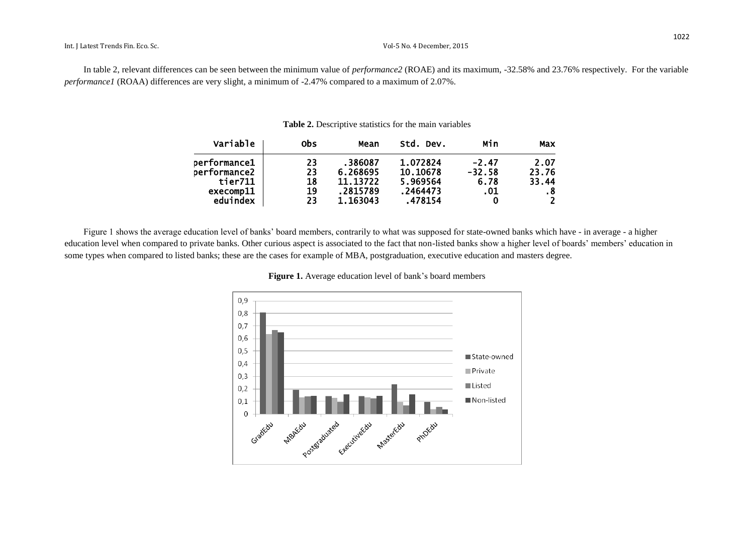In table 2, relevant differences can be seen between the minimum value of *performance2* (ROAE) and its maximum, -32.58% and 23.76% respectively. For the variable *performance1* (ROAA) differences are very slight, a minimum of -2.47% compared to a maximum of 2.07%.

**Table 2.** Descriptive statistics for the main variables

| Variable | Obs | Mean | Std. Dev. | Min | Max |
|---|---|---|---|---|---|
| performance1 | 23 | .386087 | 1.072824 | -2.47 | 2.07 |
| performance2 | 23 | 6.268695 | 10.10678 | -32.58 | 23.76 |
| tier711 | 18 | 11.13722 | 5.969564 | 6.78 | 33.44 |
| execomp11 | 19 | .2815789 | .2464473 | .01 | .8 |
| eduindex | 23 | 1.163043 | .478154 | 0 | 2 |

Figure 1 shows the average education level of banks' board members, contrarily to what was supposed for state-owned banks which have - in average - a higher education level when compared to private banks. Other curious aspect is associated to the fact that non-listed banks show a higher level of boards' members' education in some types when compared to listed banks; these are the cases for example of MBA, postgraduation, executive education and masters degree.

**Figure 1.** Average education level of bank's board members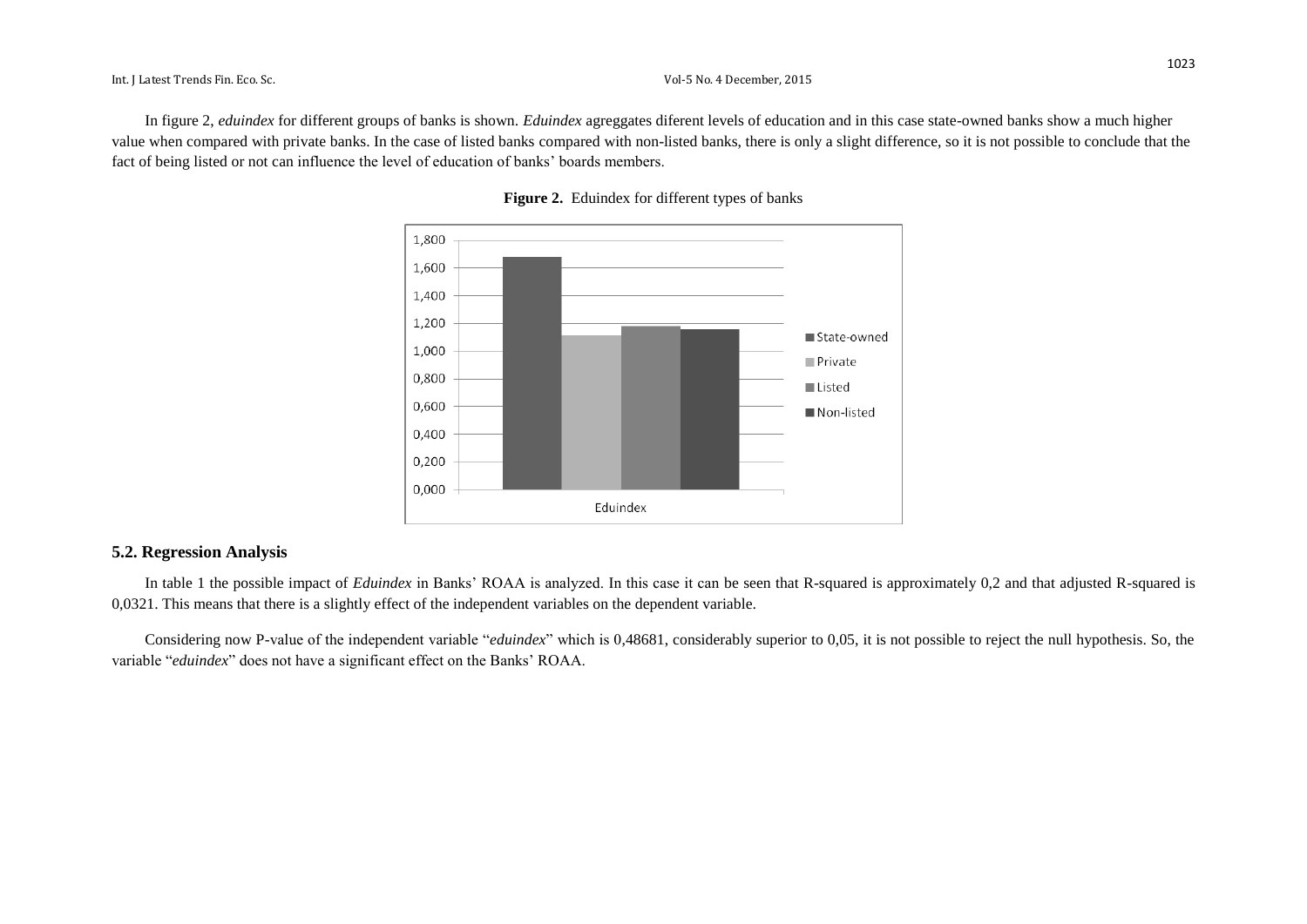In figure 2, *eduindex* for different groups of banks is shown. *Eduindex* agreggates diferent levels of education and in this case state-owned banks show a much higher value when compared with private banks. In the case of listed banks compared with non-listed banks, there is only a slight difference, so it is not possible to conclude that the fact of being listed or not can influence the level of education of banks' boards members.

**Figure 2.** Eduindex for different types of banks

## 5.2. Regression Analysis

In table 1 the possible impact of *Eduindex* in Banks' ROAA is analyzed. In this case it can be seen that R-squared is approximately 0,2 and that adjusted R-squared is 0,0321. This means that there is a slightly effect of the independent variables on the dependent variable.

Considering now P-value of the independent variable "*eduindex*" which is 0,48681, considerably superior to 0,05, it is not possible to reject the null hypothesis. So, the variable "*eduindex*" does not have a significant effect on the Banks' ROAA.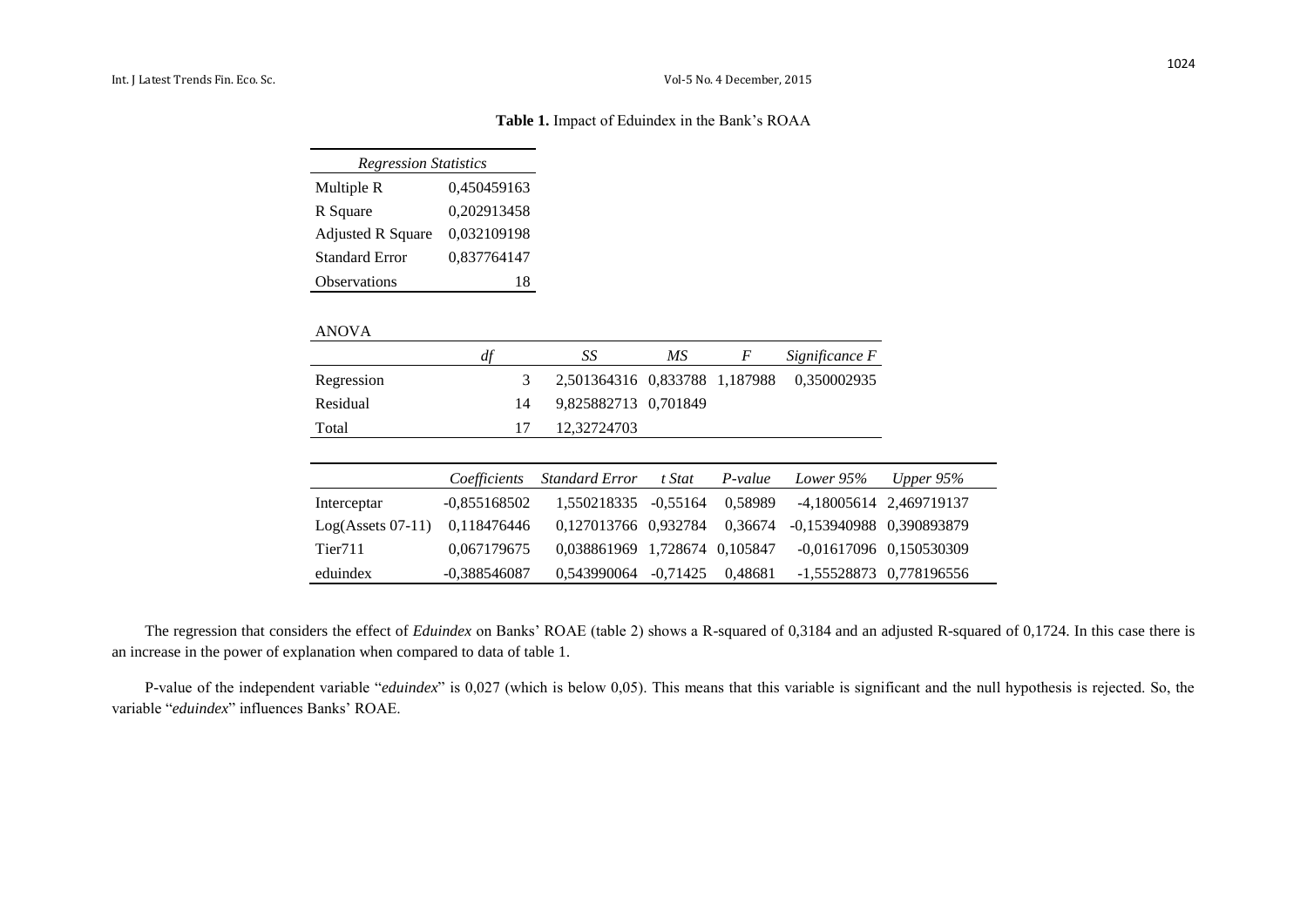**Table 1.** Impact of Eduindex in the Bank's ROAA

| *Regression Statistics* | |
|---|---|
| Multiple R | 0,450459163 |
| R Square | 0,202913458 |
| Adjusted R Square | 0,032109198 |
| Standard Error | 0,837764147 |
| Observations | 18 |

ANOVA

| | *df* | *SS* | *MS* | *F* | *Significance F* |
|---|---|---|---|---|---|
| Regression | 3 | 2,501364316 | 0,833788 | 1,187988 | 0,350002935 |
| Residual | 14 | 9,825882713 | 0,701849 | | |
| Total | 17 | 12,32724703 | | | |

| | *Coefficients* | *Standard Error* | *t Stat* | *P-value* | *Lower 95%* | *Upper 95%* |
|---|---|---|---|---|---|---|
| Interceptar | -0,855168502 | 1,550218335 | -0,55164 | 0,58989 | -4,18005614 | 2,469719137 |
| Log(Assets 07-11) | 0,118476446 | 0,127013766 | 0,932784 | 0,36674 | -0,153940988 | 0,390893879 |
| Tier711 | 0,067179675 | 0,038861969 | 1,728674 | 0,105847 | -0,01617096 | 0,150530309 |
| eduindex | -0,388546087 | 0,543990064 | -0,71425 | 0,48681 | -1,55528873 | 0,778196556 |

The regression that considers the effect of *Eduindex* on Banks' ROAE (table 2) shows a R-squared of 0,3184 and an adjusted R-squared of 0,1724. In this case there is an increase in the power of explanation when compared to data of table 1.

P-value of the independent variable "*eduindex*" is 0,027 (which is below 0,05). This means that this variable is significant and the null hypothesis is rejected. So, the variable "*eduindex*" influences Banks' ROAE.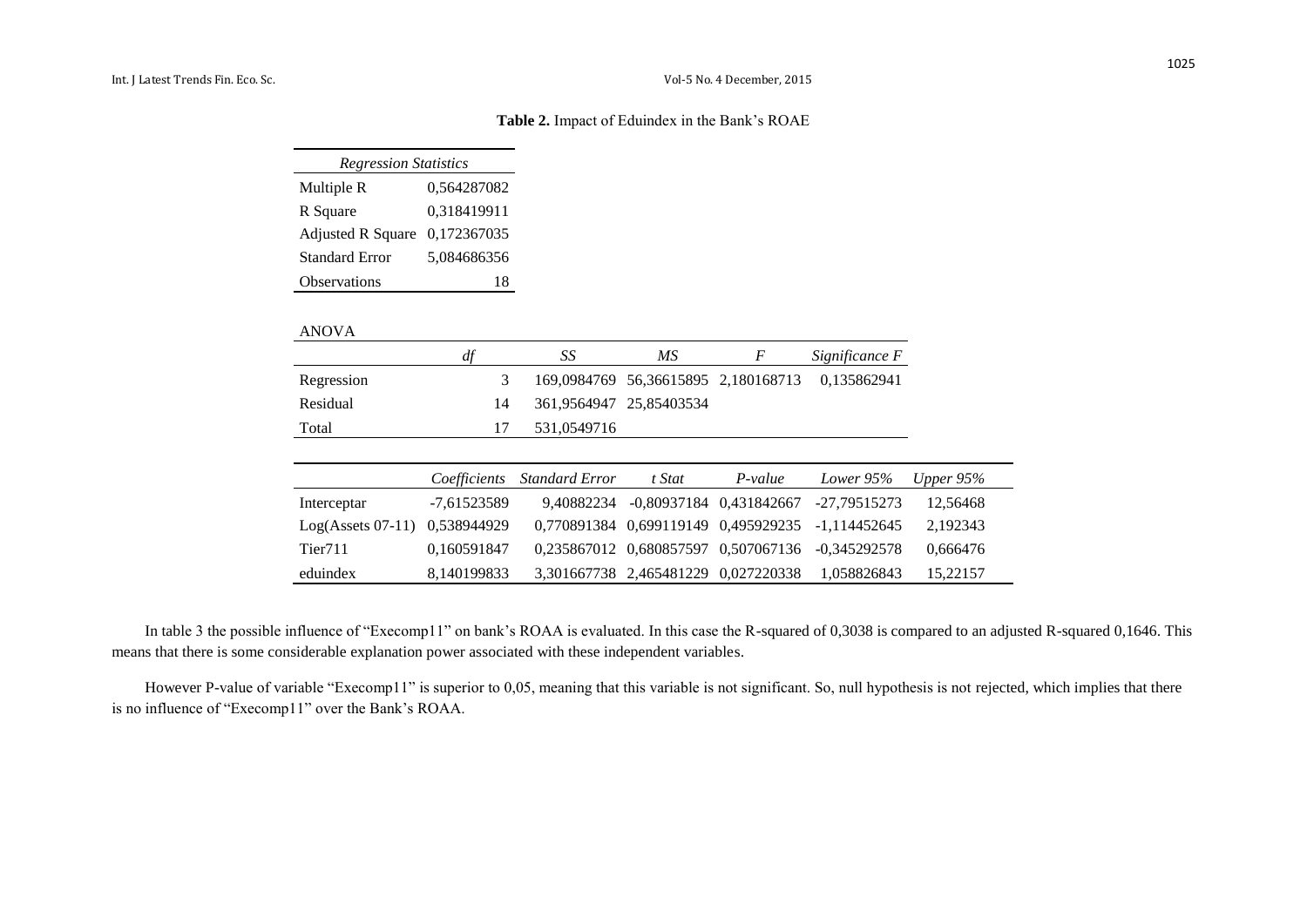**Table 2.** Impact of Eduindex in the Bank's ROAE

| *Regression Statistics* | |
|---|---|
| Multiple R | 0,564287082 |
| R Square | 0,318419911 |
| Adjusted R Square | 0,172367035 |
| Standard Error | 5,084686356 |
| Observations | 18 |

ANOVA

| | *df* | *SS* | *MS* | *F* | *Significance F* |
|---|---|---|---|---|---|
| Regression | 3 | 169,0984769 | 56,36615895 | 2,180168713 | 0,135862941 |
| Residual | 14 | 361,9564947 | 25,85403534 | | |
| Total | 17 | 531,0549716 | | | |

| | *Coefficients* | *Standard Error* | *t Stat* | *P-value* | *Lower 95%* | *Upper 95%* |
|---|---|---|---|---|---|---|
| Interceptar | -7,61523589 | 9,40882234 | -0,80937184 | 0,431842667 | -27,79515273 | 12,56468 |
| Log(Assets 07-11) | 0,538944929 | 0,770891384 | 0,699119149 | 0,495929235 | -1,114452645 | 2,192343 |
| Tier711 | 0,160591847 | 0,235867012 | 0,680857597 | 0,507067136 | -0,345292578 | 0,666476 |
| eduindex | 8,140199833 | 3,301667738 | 2,465481229 | 0,027220338 | 1,058826843 | 15,22157 |

In table 3 the possible influence of "Execomp11" on bank's ROAA is evaluated. In this case the R-squared of 0,3038 is compared to an adjusted R-squared 0,1646. This means that there is some considerable explanation power associated with these independent variables.

However P-value of variable "Execomp11" is superior to 0,05, meaning that this variable is not significant. So, null hypothesis is not rejected, which implies that there is no influence of "Execomp11" over the Bank's ROAA.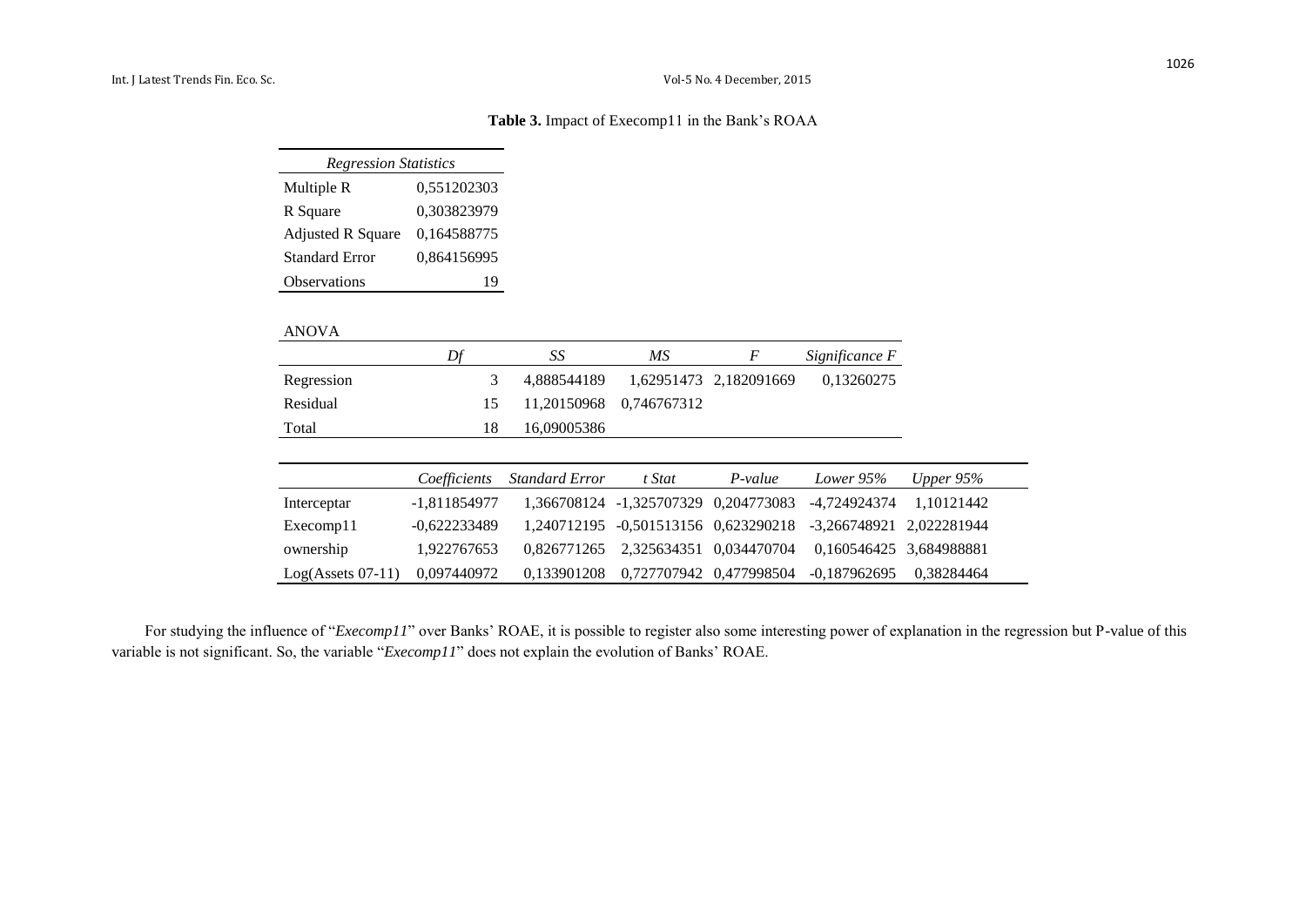**Table 3.** Impact of Execomp11 in the Bank's ROAA

| *Regression Statistics* | |
|---|---|
| Multiple R | 0,551202303 |
| R Square | 0,303823979 |
| Adjusted R Square | 0,164588775 |
| Standard Error | 0,864156995 |
| Observations | 19 |

ANOVA

| | *Df* | *SS* | *MS* | *F* | *Significance F* |
|---|---|---|---|---|---|
| Regression | 3 | 4,888544189 | 1,62951473 | 2,182091669 | 0,13260275 |
| Residual | 15 | 11,20150968 | 0,746767312 | | |
| Total | 18 | 16,09005386 | | | |

| | *Coefficients* | *Standard Error* | *t Stat* | *P-value* | *Lower 95%* | *Upper 95%* |
|---|---|---|---|---|---|---|
| Interceptar | -1,811854977 | 1,366708124 | -1,325707329 | 0,204773083 | -4,724924374 | 1,10121442 |
| Execomp11 | -0,622233489 | 1,240712195 | -0,501513156 | 0,623290218 | -3,266748921 | 2,022281944 |
| ownership | 1,922767653 | 0,826771265 | 2,325634351 | 0,034470704 | 0,160546425 | 3,684988881 |
| Log(Assets 07-11) | 0,097440972 | 0,133901208 | 0,727707942 | 0,477998504 | -0,187962695 | 0,38284464 |

For studying the influence of "*Execomp11*" over Banks' ROAE, it is possible to register also some interesting power of explanation in the regression but P-value of this variable is not significant. So, the variable "*Execomp11*" does not explain the evolution of Banks' ROAE.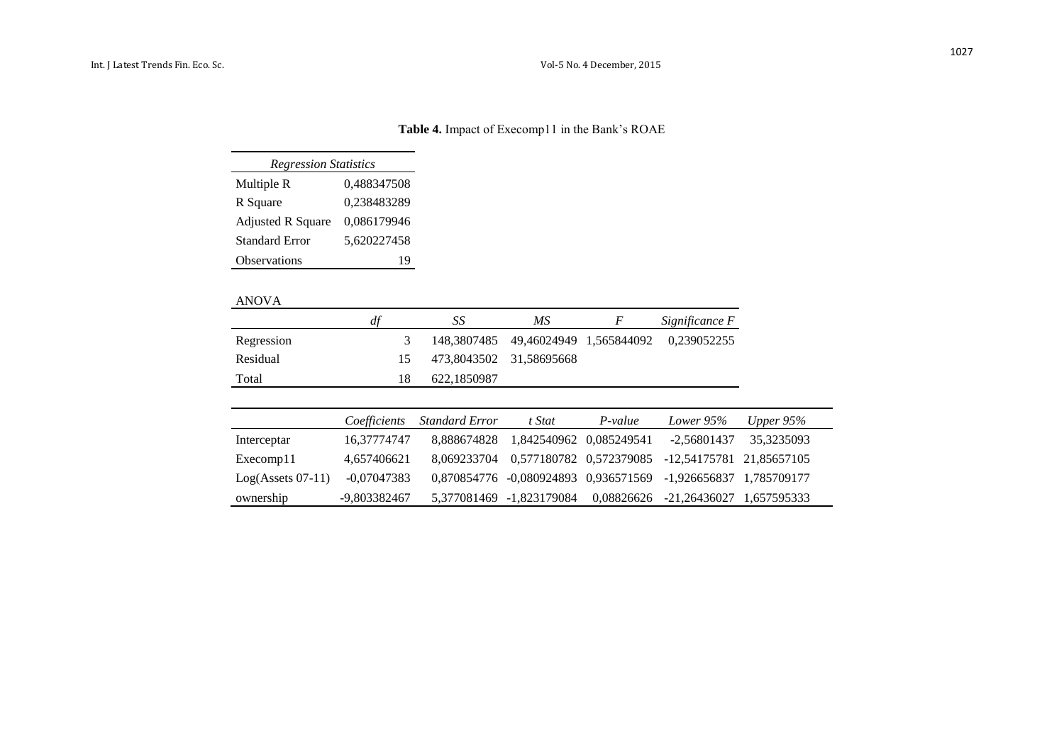**Table 4.** Impact of Execomp11 in the Bank's ROAE

| *Regression Statistics* | |
|---|---|
| Multiple R | 0,488347508 |
| R Square | 0,238483289 |
| Adjusted R Square | 0,086179946 |
| Standard Error | 5,620227458 |
| Observations | 19 |

ANOVA

| | *df* | *SS* | *MS* | *F* | *Significance F* |
|---|---|---|---|---|---|
| Regression | 3 | 148,3807485 | 49,46024949 | 1,565844092 | 0,239052255 |
| Residual | 15 | 473,8043502 | 31,58695668 | | |
| Total | 18 | 622,1850987 | | | |

| | *Coefficients* | *Standard Error* | *t Stat* | *P-value* | *Lower 95%* | *Upper 95%* |
|---|---|---|---|---|---|---|
| Interceptar | 16,37774747 | 8,888674828 | 1,842540962 | 0,085249541 | -2,56801437 | 35,3235093 |
| Execomp11 | 4,657406621 | 8,069233704 | 0,577180782 | 0,572379085 | -12,54175781 | 21,85657105 |
| Log(Assets 07-11) | -0,07047383 | 0,870854776 | -0,080924893 | 0,936571569 | -1,926656837 | 1,785709177 |
| ownership | -9,803382467 | 5,377081469 | -1,823179084 | 0,08826626 | -21,26436027 | 1,657595333 |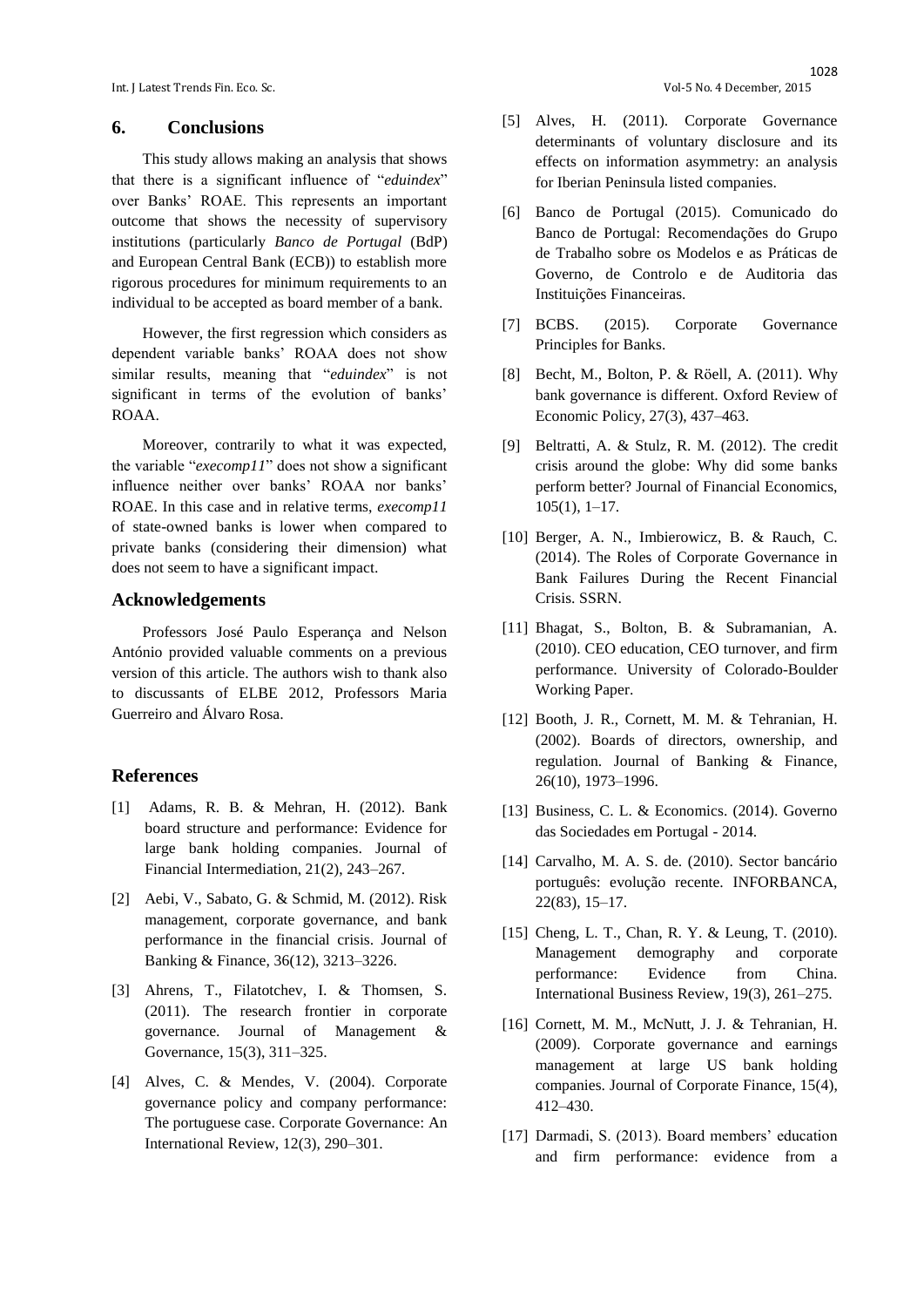## 6. Conclusions

This study allows making an analysis that shows that there is a significant influence of "*eduindex*" over Banks' ROAE. This represents an important outcome that shows the necessity of supervisory institutions (particularly *Banco de Portugal* (BdP) and European Central Bank (ECB)) to establish more rigorous procedures for minimum requirements to an individual to be accepted as board member of a bank.

However, the first regression which considers as dependent variable banks' ROAA does not show similar results, meaning that "*eduindex*" is not significant in terms of the evolution of banks' ROAA.

Moreover, contrarily to what it was expected, the variable "*execomp11*" does not show a significant influence neither over banks' ROAA nor banks' ROAE. In this case and in relative terms, *execomp11* of state-owned banks is lower when compared to private banks (considering their dimension) what does not seem to have a significant impact.

## Acknowledgements

Professors José Paulo Esperança and Nelson António provided valuable comments on a previous version of this article. The authors wish to thank also to discussants of ELBE 2012, Professors Maria Guerreiro and Álvaro Rosa.

## References

[1] Adams, R. B. & Mehran, H. (2012). Bank board structure and performance: Evidence for large bank holding companies. Journal of Financial Intermediation, 21(2), 243–267.

[2] Aebi, V., Sabato, G. & Schmid, M. (2012). Risk management, corporate governance, and bank performance in the financial crisis. Journal of Banking & Finance, 36(12), 3213–3226.

[3] Ahrens, T., Filatotchev, I. & Thomsen, S. (2011). The research frontier in corporate governance. Journal of Management & Governance, 15(3), 311–325.

[4] Alves, C. & Mendes, V. (2004). Corporate governance policy and company performance: The portuguese case. Corporate Governance: An International Review, 12(3), 290–301.

[5] Alves, H. (2011). Corporate Governance determinants of voluntary disclosure and its effects on information asymmetry: an analysis for Iberian Peninsula listed companies.

[6] Banco de Portugal (2015). Comunicado do Banco de Portugal: Recomendações do Grupo de Trabalho sobre os Modelos e as Práticas de Governo, de Controlo e de Auditoria das Instituições Financeiras.

[7] BCBS. (2015). Corporate Governance Principles for Banks.

[8] Becht, M., Bolton, P. & Röell, A. (2011). Why bank governance is different. Oxford Review of Economic Policy, 27(3), 437–463.

[9] Beltratti, A. & Stulz, R. M. (2012). The credit crisis around the globe: Why did some banks perform better? Journal of Financial Economics, 105(1), 1–17.

[10] Berger, A. N., Imbierowicz, B. & Rauch, C. (2014). The Roles of Corporate Governance in Bank Failures During the Recent Financial Crisis. SSRN.

[11] Bhagat, S., Bolton, B. & Subramanian, A. (2010). CEO education, CEO turnover, and firm performance. University of Colorado-Boulder Working Paper.

[12] Booth, J. R., Cornett, M. M. & Tehranian, H. (2002). Boards of directors, ownership, and regulation. Journal of Banking & Finance, 26(10), 1973–1996.

[13] Business, C. L. & Economics. (2014). Governo das Sociedades em Portugal - 2014.

[14] Carvalho, M. A. S. de. (2010). Sector bancário português: evolução recente. INFORBANCA, 22(83), 15–17.

[15] Cheng, L. T., Chan, R. Y. & Leung, T. (2010). Management demography and corporate performance: Evidence from China. International Business Review, 19(3), 261–275.

[16] Cornett, M. M., McNutt, J. J. & Tehranian, H. (2009). Corporate governance and earnings management at large US bank holding companies. Journal of Corporate Finance, 15(4), 412–430.

[17] Darmadi, S. (2013). Board members' education and firm performance: evidence from a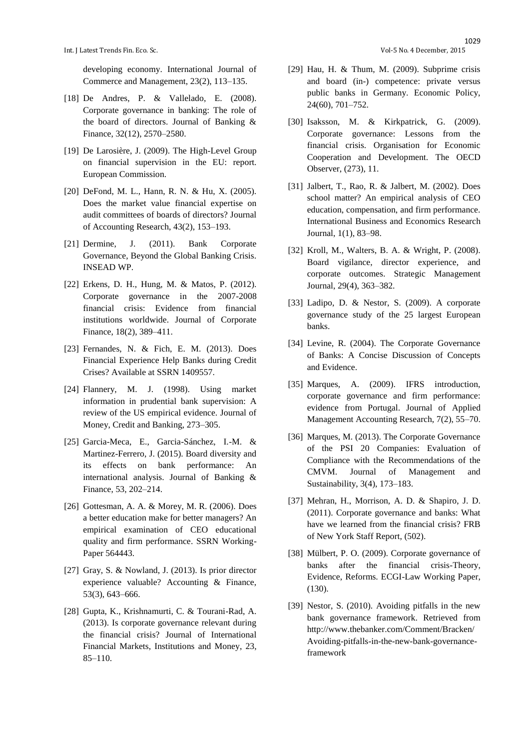developing economy. International Journal of Commerce and Management, 23(2), 113–135.

[18] De Andres, P. & Vallelado, E. (2008). Corporate governance in banking: The role of the board of directors. Journal of Banking & Finance, 32(12), 2570–2580.

[19] De Larosière, J. (2009). The High-Level Group on financial supervision in the EU: report. European Commission.

[20] DeFond, M. L., Hann, R. N. & Hu, X. (2005). Does the market value financial expertise on audit committees of boards of directors? Journal of Accounting Research, 43(2), 153–193.

[21] Dermine, J. (2011). Bank Corporate Governance, Beyond the Global Banking Crisis. INSEAD WP.

[22] Erkens, D. H., Hung, M. & Matos, P. (2012). Corporate governance in the 2007-2008 financial crisis: Evidence from financial institutions worldwide. Journal of Corporate Finance, 18(2), 389–411.

[23] Fernandes, N. & Fich, E. M. (2013). Does Financial Experience Help Banks during Credit Crises? Available at SSRN 1409557.

[24] Flannery, M. J. (1998). Using market information in prudential bank supervision: A review of the US empirical evidence. Journal of Money, Credit and Banking, 273–305.

[25] Garcia-Meca, E., Garcia-Sánchez, I.-M. & Martinez-Ferrero, J. (2015). Board diversity and its effects on bank performance: An international analysis. Journal of Banking & Finance, 53, 202–214.

[26] Gottesman, A. A. & Morey, M. R. (2006). Does a better education make for better managers? An empirical examination of CEO educational quality and firm performance. SSRN Working-Paper 564443.

[27] Gray, S. & Nowland, J. (2013). Is prior director experience valuable? Accounting & Finance, 53(3), 643–666.

[28] Gupta, K., Krishnamurti, C. & Tourani-Rad, A. (2013). Is corporate governance relevant during the financial crisis? Journal of International Financial Markets, Institutions and Money, 23, 85–110.

[29] Hau, H. & Thum, M. (2009). Subprime crisis and board (in-) competence: private versus public banks in Germany. Economic Policy, 24(60), 701–752.

[30] Isaksson, M. & Kirkpatrick, G. (2009). Corporate governance: Lessons from the financial crisis. Organisation for Economic Cooperation and Development. The OECD Observer, (273), 11.

[31] Jalbert, T., Rao, R. & Jalbert, M. (2002). Does school matter? An empirical analysis of CEO education, compensation, and firm performance. International Business and Economics Research Journal, 1(1), 83–98.

[32] Kroll, M., Walters, B. A. & Wright, P. (2008). Board vigilance, director experience, and corporate outcomes. Strategic Management Journal, 29(4), 363–382.

[33] Ladipo, D. & Nestor, S. (2009). A corporate governance study of the 25 largest European banks.

[34] Levine, R. (2004). The Corporate Governance of Banks: A Concise Discussion of Concepts and Evidence.

[35] Marques, A. (2009). IFRS introduction, corporate governance and firm performance: evidence from Portugal. Journal of Applied Management Accounting Research, 7(2), 55–70.

[36] Marques, M. (2013). The Corporate Governance of the PSI 20 Companies: Evaluation of Compliance with the Recommendations of the CMVM. Journal of Management and Sustainability, 3(4), 173–183.

[37] Mehran, H., Morrison, A. D. & Shapiro, J. D. (2011). Corporate governance and banks: What have we learned from the financial crisis? FRB of New York Staff Report, (502).

[38] Mülbert, P. O. (2009). Corporate governance of banks after the financial crisis-Theory, Evidence, Reforms. ECGI-Law Working Paper, (130).

[39] Nestor, S. (2010). Avoiding pitfalls in the new bank governance framework. Retrieved from http://www.thebanker.com/Comment/Bracken/Avoiding-pitfalls-in-the-new-bank-governance-framework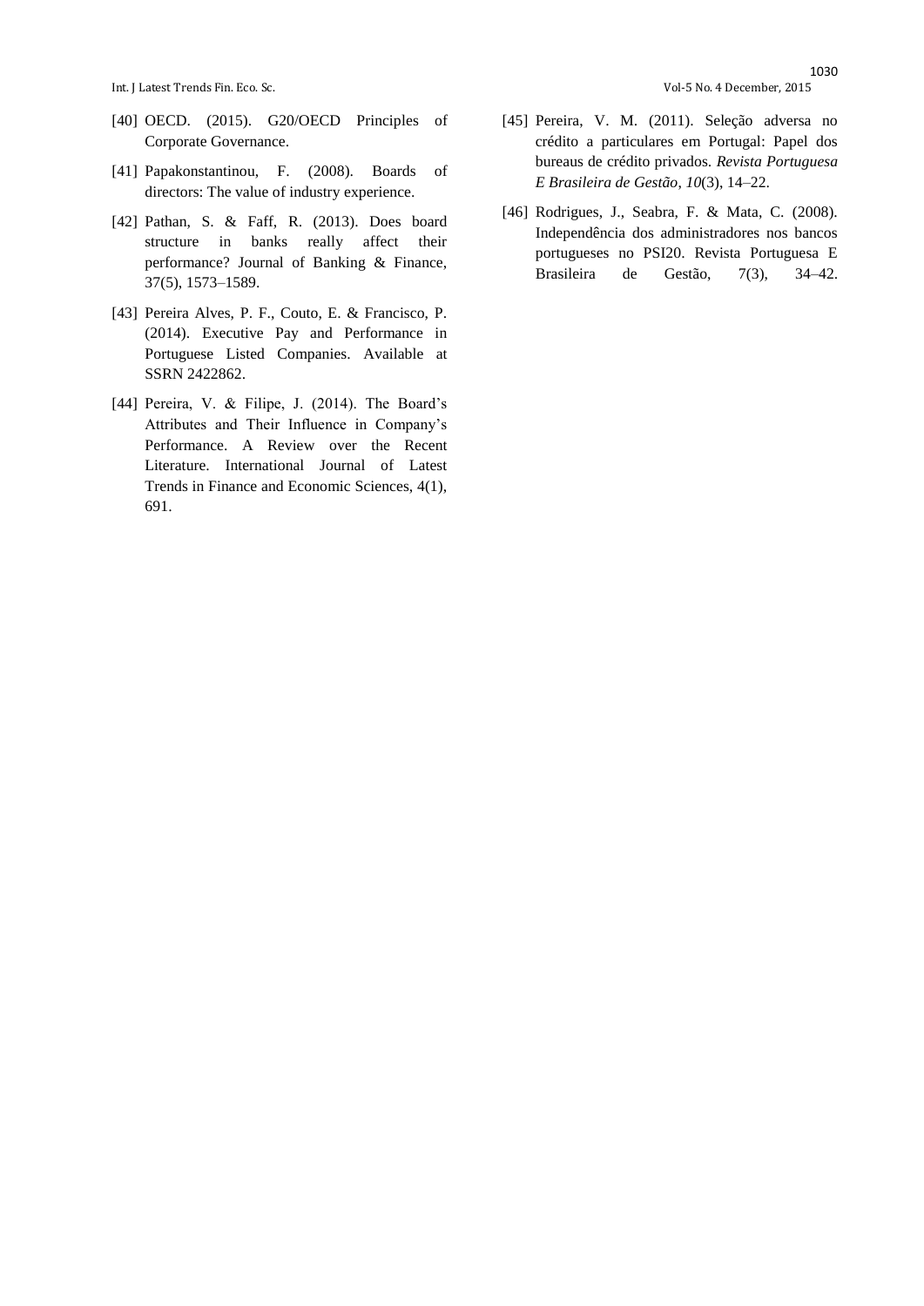[40] OECD. (2015). G20/OECD Principles of Corporate Governance.

[41] Papakonstantinou, F. (2008). Boards of directors: The value of industry experience.

[42] Pathan, S. & Faff, R. (2013). Does board structure in banks really affect their performance? Journal of Banking & Finance, 37(5), 1573–1589.

[43] Pereira Alves, P. F., Couto, E. & Francisco, P. (2014). Executive Pay and Performance in Portuguese Listed Companies. Available at SSRN 2422862.

[44] Pereira, V. & Filipe, J. (2014). The Board's Attributes and Their Influence in Company's Performance. A Review over the Recent Literature. International Journal of Latest Trends in Finance and Economic Sciences, 4(1), 691.

[45] Pereira, V. M. (2011). Seleção adversa no crédito a particulares em Portugal: Papel dos bureaus de crédito privados. *Revista Portuguesa E Brasileira de Gestão*, *10*(3), 14–22.

[46] Rodrigues, J., Seabra, F. & Mata, C. (2008). Independência dos administradores nos bancos portugueses no PSI20. Revista Portuguesa E Brasileira de Gestão, 7(3), 34–42.